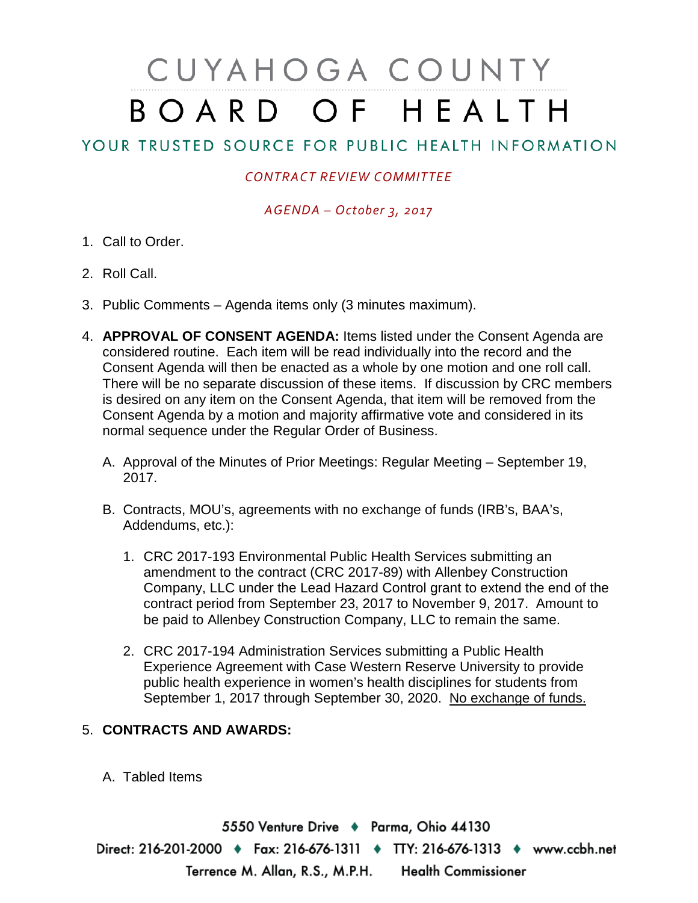# CUYAHOGA COUNTY BOARD OF HEALTH

## YOUR TRUSTED SOURCE FOR PUBLIC HEALTH INFORMATION

*CONTRACT REVIEW COMMITTEE*

*AGENDA – October 3, 2017*

1. Call to Order.

2. Roll Call.

3. Public Comments – Agenda items only (3 minutes maximum).

4. **APPROVAL OF CONSENT AGENDA:** Items listed under the Consent Agenda are considered routine. Each item will be read individually into the record and the Consent Agenda will then be enacted as a whole by one motion and one roll call. There will be no separate discussion of these items. If discussion by CRC members is desired on any item on the Consent Agenda, that item will be removed from the Consent Agenda by a motion and majority affirmative vote and considered in its normal sequence under the Regular Order of Business.

   A. Approval of the Minutes of Prior Meetings: Regular Meeting – September 19, 2017.

   B. Contracts, MOU's, agreements with no exchange of funds (IRB's, BAA's, Addendums, etc.):

      1. CRC 2017-193 Environmental Public Health Services submitting an amendment to the contract (CRC 2017-89) with Allenbey Construction Company, LLC under the Lead Hazard Control grant to extend the end of the contract period from September 23, 2017 to November 9, 2017. Amount to be paid to Allenbey Construction Company, LLC to remain the same.

      2. CRC 2017-194 Administration Services submitting a Public Health Experience Agreement with Case Western Reserve University to provide public health experience in women's health disciplines for students from September 1, 2017 through September 30, 2020. No exchange of funds.

5. **CONTRACTS AND AWARDS:**

   A. Tabled Items

5550 Venture Drive ♦ Parma, Ohio 44130
Direct: 216-201-2000 ♦ Fax: 216-676-1311 ♦ TTY: 216-676-1313 ♦ www.ccbh.net
Terrence M. Allan, R.S., M.P.H. Health Commissioner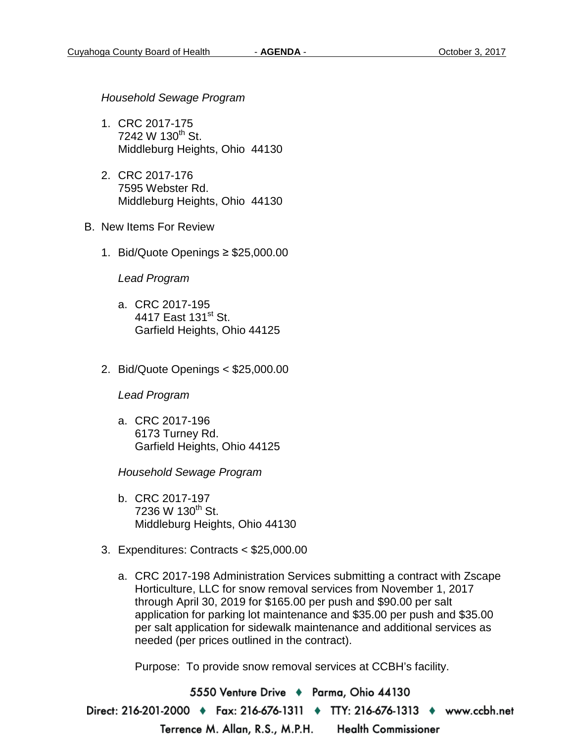*Household Sewage Program*

1. CRC 2017-175
   7242 W 130th St.
   Middleburg Heights, Ohio 44130

2. CRC 2017-176
   7595 Webster Rd.
   Middleburg Heights, Ohio 44130

B. New Items For Review

1. Bid/Quote Openings ≥ $25,000.00

   *Lead Program*

   a. CRC 2017-195
      4417 East 131st St.
      Garfield Heights, Ohio 44125

2. Bid/Quote Openings < $25,000.00

   *Lead Program*

   a. CRC 2017-196
      6173 Turney Rd.
      Garfield Heights, Ohio 44125

   *Household Sewage Program*

   b. CRC 2017-197
      7236 W 130th St.
      Middleburg Heights, Ohio 44130

3. Expenditures: Contracts < $25,000.00

   a. CRC 2017-198 Administration Services submitting a contract with Zscape Horticulture, LLC for snow removal services from November 1, 2017 through April 30, 2019 for $165.00 per push and $90.00 per salt application for parking lot maintenance and $35.00 per push and $35.00 per salt application for sidewalk maintenance and additional services as needed (per prices outlined in the contract).

      Purpose: To provide snow removal services at CCBH's facility.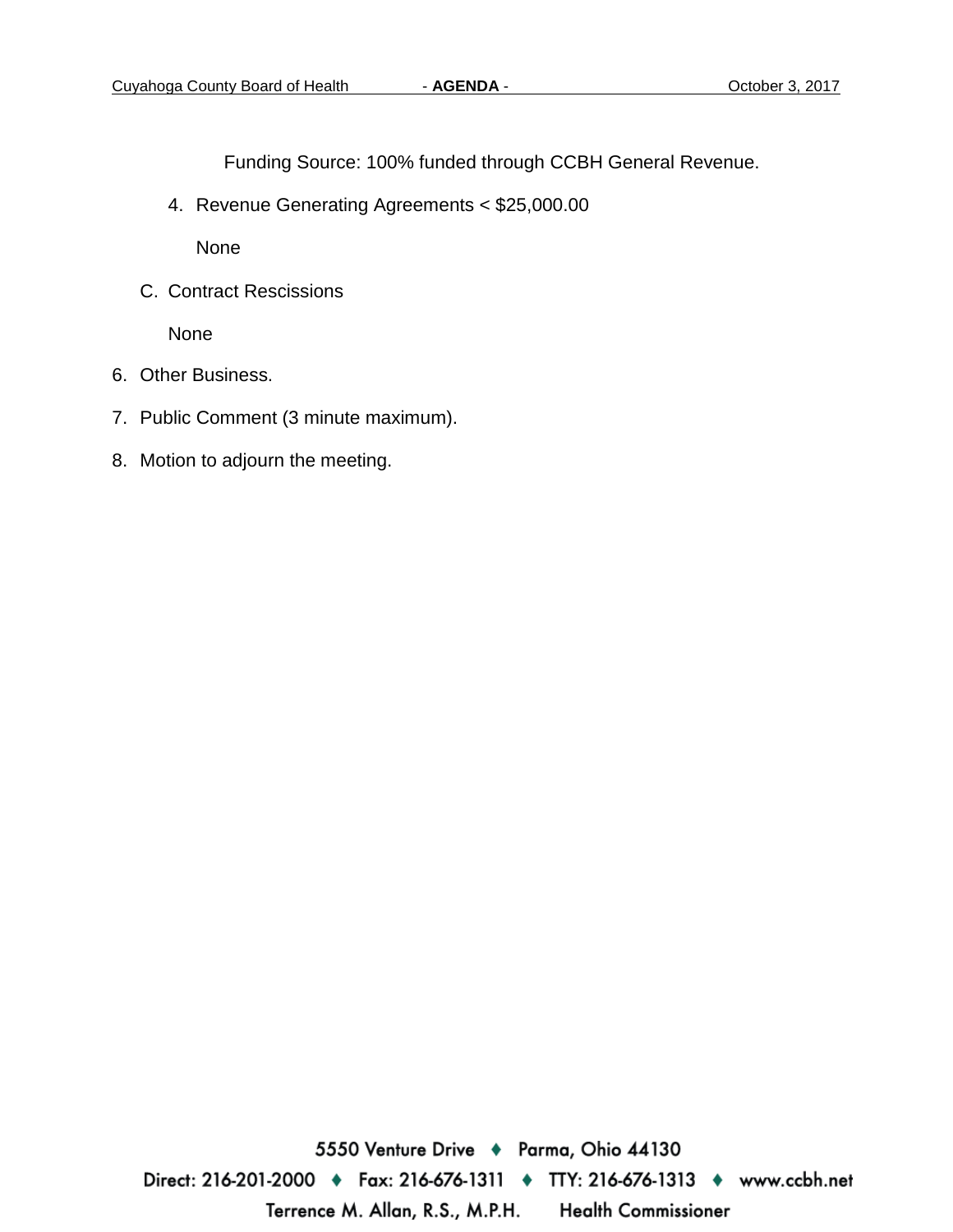Funding Source: 100% funded through CCBH General Revenue.

4. Revenue Generating Agreements < $25,000.00

   None

C. Contract Rescissions

   None

6. Other Business.
7. Public Comment (3 minute maximum).
8. Motion to adjourn the meeting.